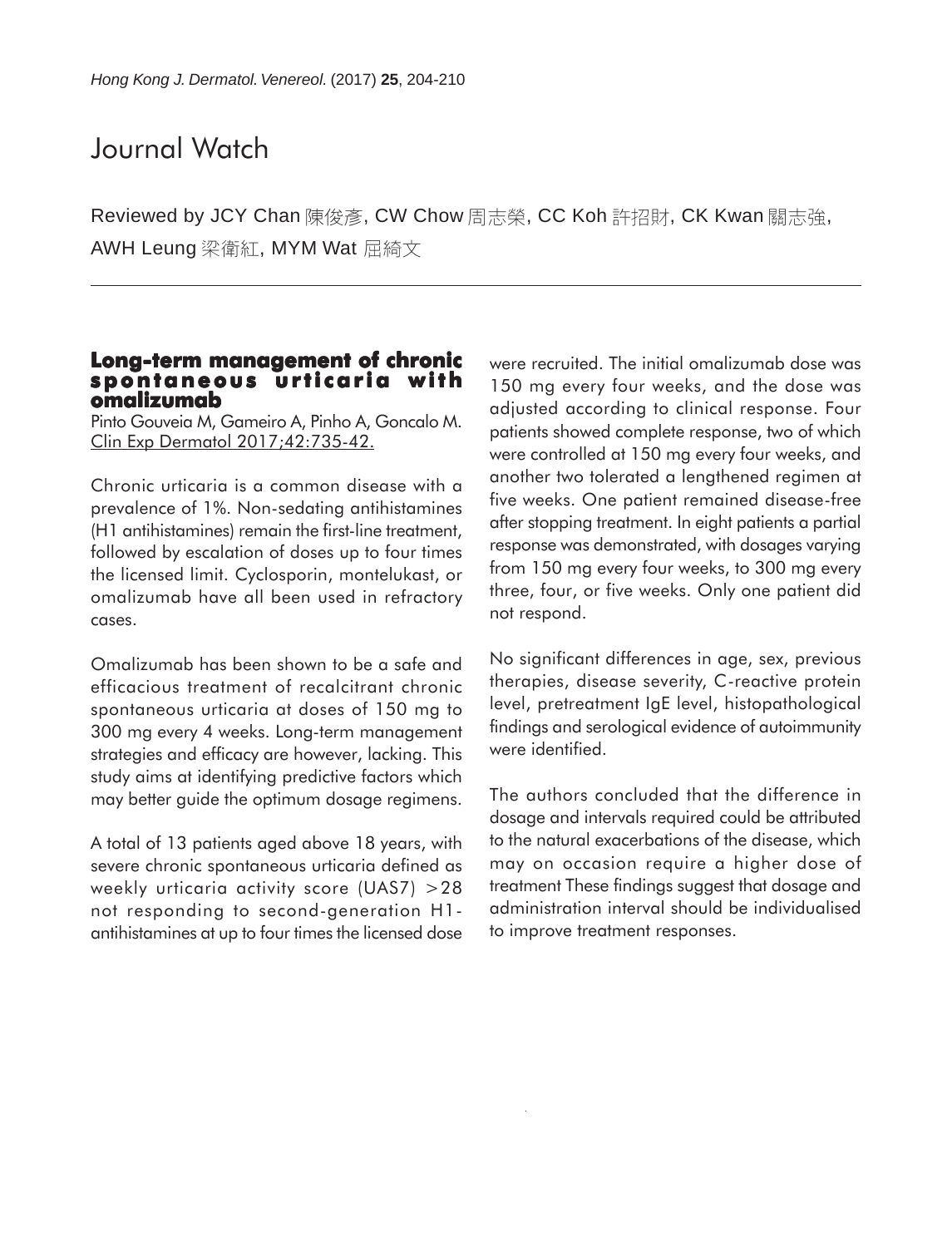# Journal Watch

Reviewed by JCY Chan 陳俊彥, CW Chow 周志榮, CC Koh 許招財, CK Kwan 關志強, AWH Leung 梁衛紅, MYM Wat 屈綺文

## Long-term management of chronic spontaneous urticaria with omalizumab

Pinto Gouveia M, Gameiro A, Pinho A, Goncalo M.
Clin Exp Dermatol 2017;42:735-42.

Chronic urticaria is a common disease with a prevalence of 1%. Non-sedating antihistamines (H1 antihistamines) remain the first-line treatment, followed by escalation of doses up to four times the licensed limit. Cyclosporin, montelukast, or omalizumab have all been used in refractory cases.

Omalizumab has been shown to be a safe and efficacious treatment of recalcitrant chronic spontaneous urticaria at doses of 150 mg to 300 mg every 4 weeks. Long-term management strategies and efficacy are however, lacking. This study aims at identifying predictive factors which may better guide the optimum dosage regimens.

A total of 13 patients aged above 18 years, with severe chronic spontaneous urticaria defined as weekly urticaria activity score (UAS7) >28 not responding to second-generation H1-antihistamines at up to four times the licensed dose were recruited. The initial omalizumab dose was 150 mg every four weeks, and the dose was adjusted according to clinical response. Four patients showed complete response, two of which were controlled at 150 mg every four weeks, and another two tolerated a lengthened regimen at five weeks. One patient remained disease-free after stopping treatment. In eight patients a partial response was demonstrated, with dosages varying from 150 mg every four weeks, to 300 mg every three, four, or five weeks. Only one patient did not respond.

No significant differences in age, sex, previous therapies, disease severity, C-reactive protein level, pretreatment IgE level, histopathological findings and serological evidence of autoimmunity were identified.

The authors concluded that the difference in dosage and intervals required could be attributed to the natural exacerbations of the disease, which may on occasion require a higher dose of treatment These findings suggest that dosage and administration interval should be individualised to improve treatment responses.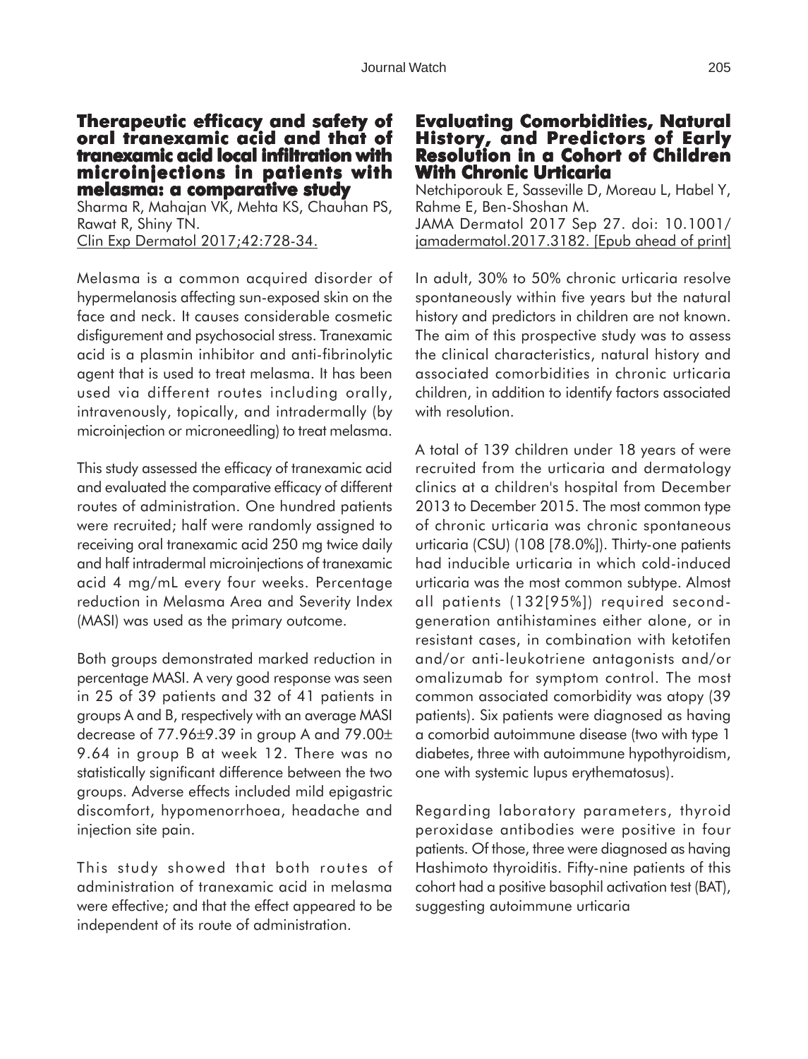## Therapeutic efficacy and safety of oral tranexamic acid and that of tranexamic acid local infiltration with microinjections in patients with melasma: a comparative study

Sharma R, Mahajan VK, Mehta KS, Chauhan PS, Rawat R, Shiny TN.
Clin Exp Dermatol 2017;42:728-34.

Melasma is a common acquired disorder of hypermelanosis affecting sun-exposed skin on the face and neck. It causes considerable cosmetic disfigurement and psychosocial stress. Tranexamic acid is a plasmin inhibitor and anti-fibrinolytic agent that is used to treat melasma. It has been used via different routes including orally, intravenously, topically, and intradermally (by microinjection or microneedling) to treat melasma.

This study assessed the efficacy of tranexamic acid and evaluated the comparative efficacy of different routes of administration. One hundred patients were recruited; half were randomly assigned to receiving oral tranexamic acid 250 mg twice daily and half intradermal microinjections of tranexamic acid 4 mg/mL every four weeks. Percentage reduction in Melasma Area and Severity Index (MASI) was used as the primary outcome.

Both groups demonstrated marked reduction in percentage MASI. A very good response was seen in 25 of 39 patients and 32 of 41 patients in groups A and B, respectively with an average MASI decrease of 77.96±9.39 in group A and 79.00± 9.64 in group B at week 12. There was no statistically significant difference between the two groups. Adverse effects included mild epigastric discomfort, hypomenorrhoea, headache and injection site pain.

This study showed that both routes of administration of tranexamic acid in melasma were effective; and that the effect appeared to be independent of its route of administration.

## Evaluating Comorbidities, Natural History, and Predictors of Early Resolution in a Cohort of Children With Chronic Urticaria

Netchiporouk E, Sasseville D, Moreau L, Habel Y, Rahme E, Ben-Shoshan M.
JAMA Dermatol 2017 Sep 27. doi: 10.1001/jamadermatol.2017.3182. [Epub ahead of print]

In adult, 30% to 50% chronic urticaria resolve spontaneously within five years but the natural history and predictors in children are not known. The aim of this prospective study was to assess the clinical characteristics, natural history and associated comorbidities in chronic urticaria children, in addition to identify factors associated with resolution.

A total of 139 children under 18 years of were recruited from the urticaria and dermatology clinics at a children's hospital from December 2013 to December 2015. The most common type of chronic urticaria was chronic spontaneous urticaria (CSU) (108 [78.0%]). Thirty-one patients had inducible urticaria in which cold-induced urticaria was the most common subtype. Almost all patients (132[95%]) required second-generation antihistamines either alone, or in resistant cases, in combination with ketotifen and/or anti-leukotriene antagonists and/or omalizumab for symptom control. The most common associated comorbidity was atopy (39 patients). Six patients were diagnosed as having a comorbid autoimmune disease (two with type 1 diabetes, three with autoimmune hypothyroidism, one with systemic lupus erythematosus).

Regarding laboratory parameters, thyroid peroxidase antibodies were positive in four patients. Of those, three were diagnosed as having Hashimoto thyroiditis. Fifty-nine patients of this cohort had a positive basophil activation test (BAT), suggesting autoimmune urticaria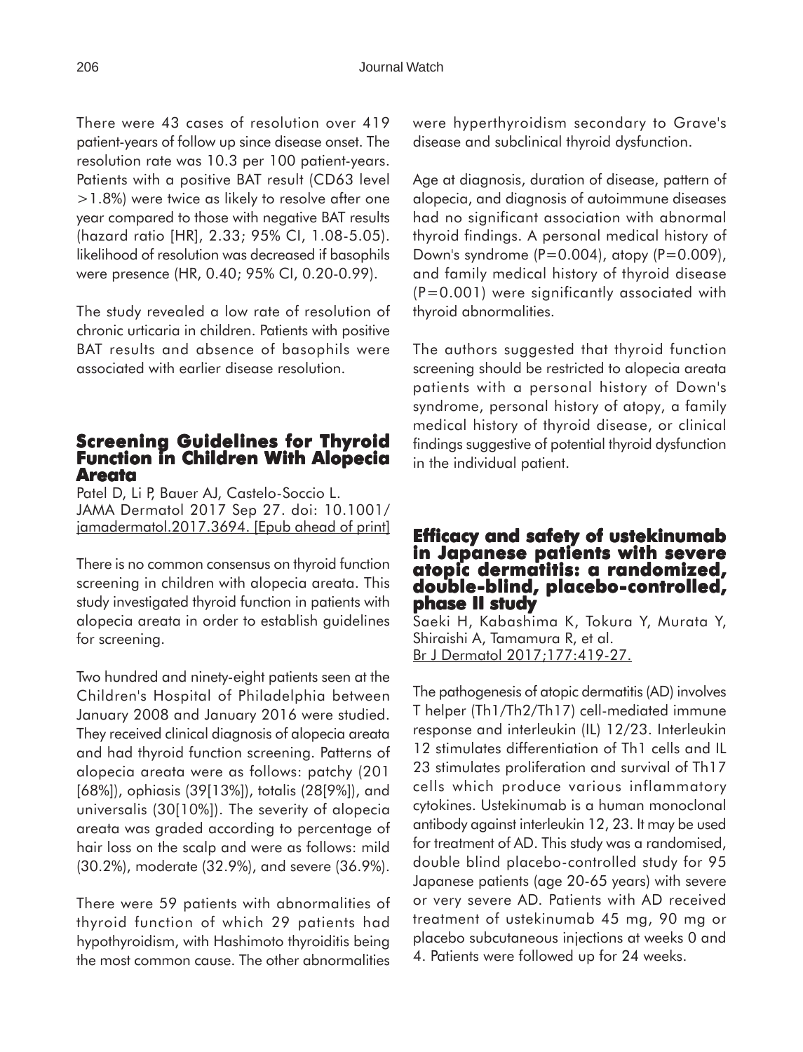There were 43 cases of resolution over 419 patient-years of follow up since disease onset. The resolution rate was 10.3 per 100 patient-years. Patients with a positive BAT result (CD63 level >1.8%) were twice as likely to resolve after one year compared to those with negative BAT results (hazard ratio [HR], 2.33; 95% CI, 1.08-5.05). likelihood of resolution was decreased if basophils were presence (HR, 0.40; 95% CI, 0.20-0.99).

The study revealed a low rate of resolution of chronic urticaria in children. Patients with positive BAT results and absence of basophils were associated with earlier disease resolution.

## Screening Guidelines for Thyroid Function in Children With Alopecia Areata

Patel D, Li P, Bauer AJ, Castelo-Soccio L.
JAMA Dermatol 2017 Sep 27. doi: 10.1001/jamadermatol.2017.3694. [Epub ahead of print]

There is no common consensus on thyroid function screening in children with alopecia areata. This study investigated thyroid function in patients with alopecia areata in order to establish guidelines for screening.

Two hundred and ninety-eight patients seen at the Children's Hospital of Philadelphia between January 2008 and January 2016 were studied. They received clinical diagnosis of alopecia areata and had thyroid function screening. Patterns of alopecia areata were as follows: patchy (201 [68%]), ophiasis (39[13%]), totalis (28[9%]), and universalis (30[10%]). The severity of alopecia areata was graded according to percentage of hair loss on the scalp and were as follows: mild (30.2%), moderate (32.9%), and severe (36.9%).

There were 59 patients with abnormalities of thyroid function of which 29 patients had hypothyroidism, with Hashimoto thyroiditis being the most common cause. The other abnormalities were hyperthyroidism secondary to Grave's disease and subclinical thyroid dysfunction.

Age at diagnosis, duration of disease, pattern of alopecia, and diagnosis of autoimmune diseases had no significant association with abnormal thyroid findings. A personal medical history of Down's syndrome ($P=0.004$), atopy ($P=0.009$), and family medical history of thyroid disease ($P=0.001$) were significantly associated with thyroid abnormalities.

The authors suggested that thyroid function screening should be restricted to alopecia areata patients with a personal history of Down's syndrome, personal history of atopy, a family medical history of thyroid disease, or clinical findings suggestive of potential thyroid dysfunction in the individual patient.

## Efficacy and safety of ustekinumab in Japanese patients with severe atopic dermatitis: a randomized, double-blind, placebo-controlled, phase II study

Saeki H, Kabashima K, Tokura Y, Murata Y, Shiraishi A, Tamamura R, et al.
Br J Dermatol 2017;177:419-27.

The pathogenesis of atopic dermatitis (AD) involves T helper (Th1/Th2/Th17) cell-mediated immune response and interleukin (IL) 12/23. Interleukin 12 stimulates differentiation of Th1 cells and IL 23 stimulates proliferation and survival of Th17 cells which produce various inflammatory cytokines. Ustekinumab is a human monoclonal antibody against interleukin 12, 23. It may be used for treatment of AD. This study was a randomised, double blind placebo-controlled study for 95 Japanese patients (age 20-65 years) with severe or very severe AD. Patients with AD received treatment of ustekinumab 45 mg, 90 mg or placebo subcutaneous injections at weeks 0 and 4. Patients were followed up for 24 weeks.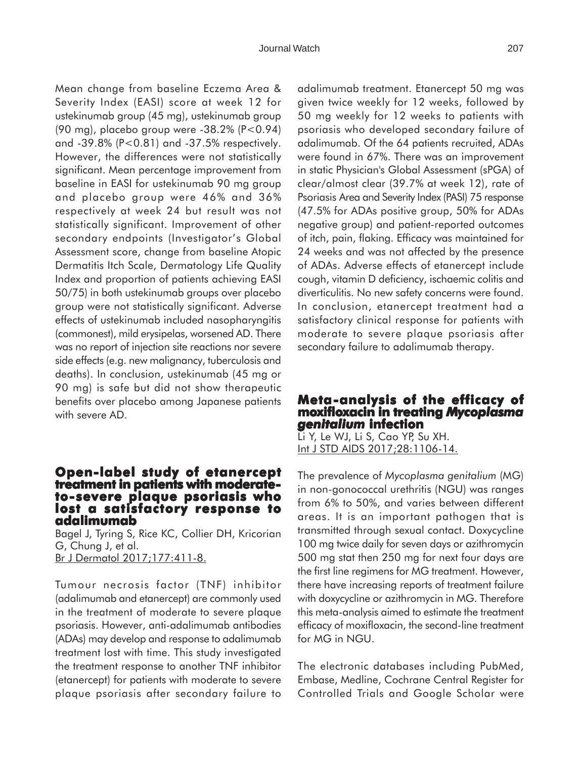Mean change from baseline Eczema Area & Severity Index (EASI) score at week 12 for ustekinumab group (45 mg), ustekinumab group (90 mg), placebo group were -38.2% ($P<0.94$) and -39.8% ($P<0.81$) and -37.5% respectively. However, the differences were not statistically significant. Mean percentage improvement from baseline in EASI for ustekinumab 90 mg group and placebo group were 46% and 36% respectively at week 24 but result was not statistically significant. Improvement of other secondary endpoints (Investigator's Global Assessment score, change from baseline Atopic Dermatitis Itch Scale, Dermatology Life Quality Index and proportion of patients achieving EASI 50/75) in both ustekinumab groups over placebo group were not statistically significant. Adverse effects of ustekinumab included nasopharyngitis (commonest), mild erysipelas, worsened AD. There was no report of injection site reactions nor severe side effects (e.g. new malignancy, tuberculosis and deaths). In conclusion, ustekinumab (45 mg or 90 mg) is safe but did not show therapeutic benefits over placebo among Japanese patients with severe AD.

## Open-label study of etanercept treatment in patients with moderate-to-severe plaque psoriasis who lost a satisfactory response to adalimumab

Bagel J, Tyring S, Rice KC, Collier DH, Kricorian G, Chung J, et al.
Br J Dermatol 2017;177:411-8.

Tumour necrosis factor (TNF) inhibitor (adalimumab and etanercept) are commonly used in the treatment of moderate to severe plaque psoriasis. However, anti-adalimumab antibodies (ADAs) may develop and response to adalimumab treatment lost with time. This study investigated the treatment response to another TNF inhibitor (etanercept) for patients with moderate to severe plaque psoriasis after secondary failure to adalimumab treatment. Etanercept 50 mg was given twice weekly for 12 weeks, followed by 50 mg weekly for 12 weeks to patients with psoriasis who developed secondary failure of adalimumab. Of the 64 patients recruited, ADAs were found in 67%. There was an improvement in static Physician's Global Assessment (sPGA) of clear/almost clear (39.7% at week 12), rate of Psoriasis Area and Severity Index (PASI) 75 response (47.5% for ADAs positive group, 50% for ADAs negative group) and patient-reported outcomes of itch, pain, flaking. Efficacy was maintained for 24 weeks and was not affected by the presence of ADAs. Adverse effects of etanercept include cough, vitamin D deficiency, ischaemic colitis and diverticulitis. No new safety concerns were found. In conclusion, etanercept treatment had a satisfactory clinical response for patients with moderate to severe plaque psoriasis after secondary failure to adalimumab therapy.

## Meta-analysis of the efficacy of moxifloxacin in treating *Mycoplasma genitalium* infection

Li Y, Le WJ, Li S, Cao YP, Su XH.
Int J STD AIDS 2017;28:1106-14.

The prevalence of *Mycoplasma genitalium* (MG) in non-gonococcal urethritis (NGU) was ranges from 6% to 50%, and varies between different areas. It is an important pathogen that is transmitted through sexual contact. Doxycycline 100 mg twice daily for seven days or azithromycin 500 mg stat then 250 mg for next four days are the first line regimens for MG treatment. However, there have increasing reports of treatment failure with doxycycline or azithromycin in MG. Therefore this meta-analysis aimed to estimate the treatment efficacy of moxifloxacin, the second-line treatment for MG in NGU.

The electronic databases including PubMed, Embase, Medline, Cochrane Central Register for Controlled Trials and Google Scholar were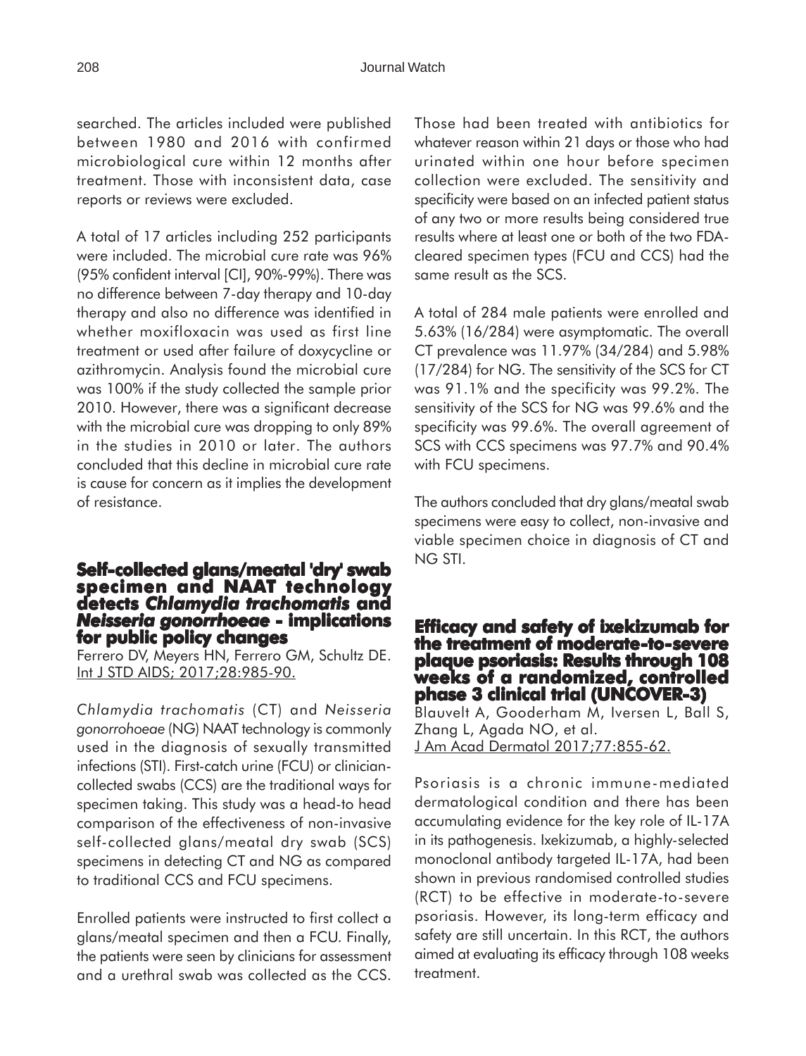searched. The articles included were published between 1980 and 2016 with confirmed microbiological cure within 12 months after treatment. Those with inconsistent data, case reports or reviews were excluded.

A total of 17 articles including 252 participants were included. The microbial cure rate was 96% (95% confident interval [CI], 90%-99%). There was no difference between 7-day therapy and 10-day therapy and also no difference was identified in whether moxifloxacin was used as first line treatment or used after failure of doxycycline or azithromycin. Analysis found the microbial cure was 100% if the study collected the sample prior 2010. However, there was a significant decrease with the microbial cure was dropping to only 89% in the studies in 2010 or later. The authors concluded that this decline in microbial cure rate is cause for concern as it implies the development of resistance.

## Self-collected glans/meatal 'dry' swab specimen and NAAT technology detects *Chlamydia trachomatis* and *Neisseria gonorrhoeae* - implications for public policy changes

Ferrero DV, Meyers HN, Ferrero GM, Schultz DE. Int J STD AIDS; 2017;28:985-90.

*Chlamydia trachomatis* (CT) and *Neisseria gonorrohoeae* (NG) NAAT technology is commonly used in the diagnosis of sexually transmitted infections (STI). First-catch urine (FCU) or clinician-collected swabs (CCS) are the traditional ways for specimen taking. This study was a head-to head comparison of the effectiveness of non-invasive self-collected glans/meatal dry swab (SCS) specimens in detecting CT and NG as compared to traditional CCS and FCU specimens.

Enrolled patients were instructed to first collect a glans/meatal specimen and then a FCU. Finally, the patients were seen by clinicians for assessment and a urethral swab was collected as the CCS. Those had been treated with antibiotics for whatever reason within 21 days or those who had urinated within one hour before specimen collection were excluded. The sensitivity and specificity were based on an infected patient status of any two or more results being considered true results where at least one or both of the two FDA-cleared specimen types (FCU and CCS) had the same result as the SCS.

A total of 284 male patients were enrolled and 5.63% (16/284) were asymptomatic. The overall CT prevalence was 11.97% (34/284) and 5.98% (17/284) for NG. The sensitivity of the SCS for CT was 91.1% and the specificity was 99.2%. The sensitivity of the SCS for NG was 99.6% and the specificity was 99.6%. The overall agreement of SCS with CCS specimens was 97.7% and 90.4% with FCU specimens.

The authors concluded that dry glans/meatal swab specimens were easy to collect, non-invasive and viable specimen choice in diagnosis of CT and NG STI.

## Efficacy and safety of ixekizumab for the treatment of moderate-to-severe plaque psoriasis: Results through 108 weeks of a randomized, controlled phase 3 clinical trial (UNCOVER-3)

Blauvelt A, Gooderham M, Iversen L, Ball S, Zhang L, Agada NO, et al. J Am Acad Dermatol 2017;77:855-62.

Psoriasis is a chronic immune-mediated dermatological condition and there has been accumulating evidence for the key role of IL-17A in its pathogenesis. Ixekizumab, a highly-selected monoclonal antibody targeted IL-17A, had been shown in previous randomised controlled studies (RCT) to be effective in moderate-to-severe psoriasis. However, its long-term efficacy and safety are still uncertain. In this RCT, the authors aimed at evaluating its efficacy through 108 weeks treatment.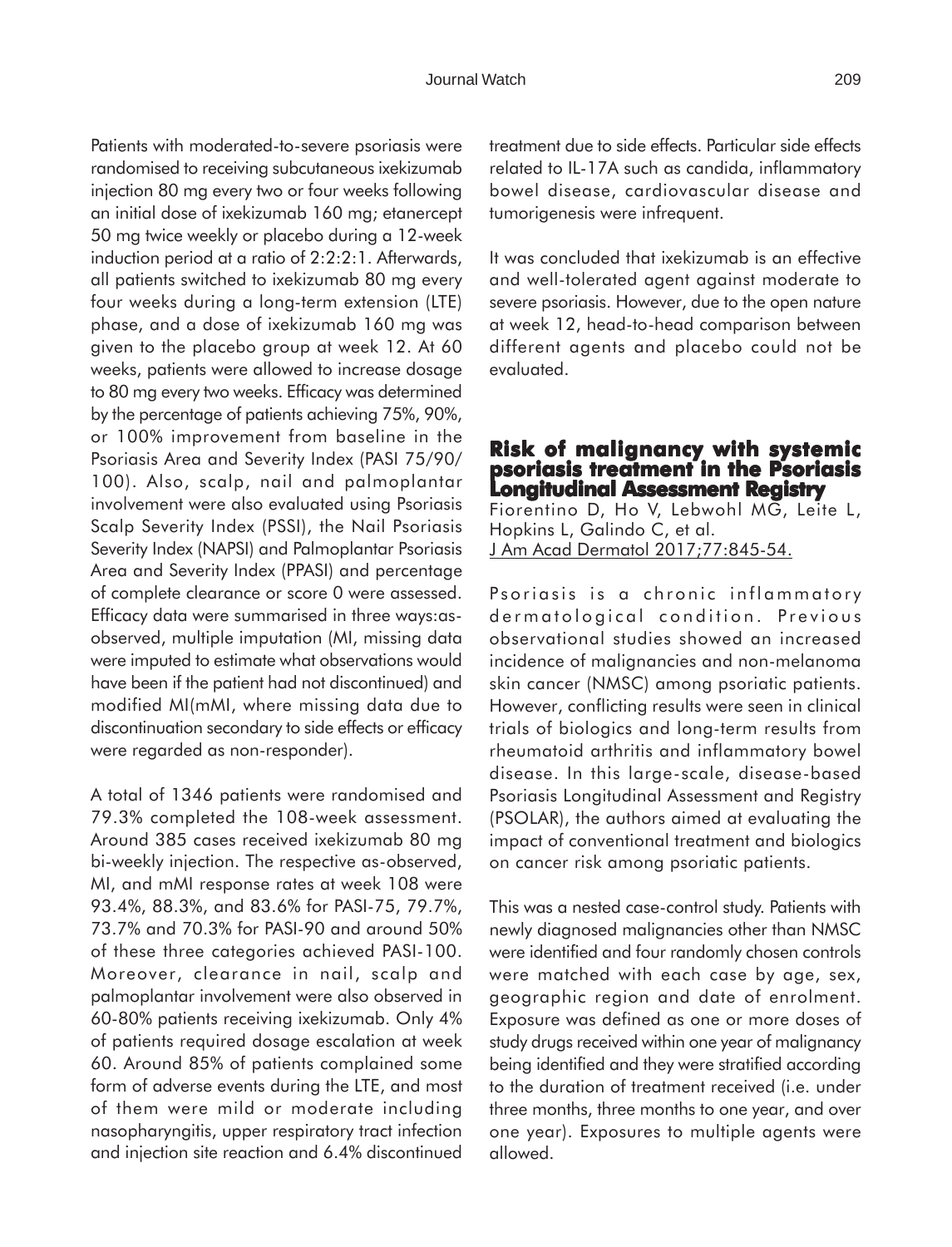Patients with moderated-to-severe psoriasis were randomised to receiving subcutaneous ixekizumab injection 80 mg every two or four weeks following an initial dose of ixekizumab 160 mg; etanercept 50 mg twice weekly or placebo during a 12-week induction period at a ratio of 2:2:2:1. Afterwards, all patients switched to ixekizumab 80 mg every four weeks during a long-term extension (LTE) phase, and a dose of ixekizumab 160 mg was given to the placebo group at week 12. At 60 weeks, patients were allowed to increase dosage to 80 mg every two weeks. Efficacy was determined by the percentage of patients achieving 75%, 90%, or 100% improvement from baseline in the Psoriasis Area and Severity Index (PASI 75/90/100). Also, scalp, nail and palmoplantar involvement were also evaluated using Psoriasis Scalp Severity Index (PSSI), the Nail Psoriasis Severity Index (NAPSI) and Palmoplantar Psoriasis Area and Severity Index (PPASI) and percentage of complete clearance or score 0 were assessed. Efficacy data were summarised in three ways:as-observed, multiple imputation (MI, missing data were imputed to estimate what observations would have been if the patient had not discontinued) and modified MI(mMI, where missing data due to discontinuation secondary to side effects or efficacy were regarded as non-responder).

A total of 1346 patients were randomised and 79.3% completed the 108-week assessment. Around 385 cases received ixekizumab 80 mg bi-weekly injection. The respective as-observed, MI, and mMI response rates at week 108 were 93.4%, 88.3%, and 83.6% for PASI-75, 79.7%, 73.7% and 70.3% for PASI-90 and around 50% of these three categories achieved PASI-100. Moreover, clearance in nail, scalp and palmoplantar involvement were also observed in 60-80% patients receiving ixekizumab. Only 4% of patients required dosage escalation at week 60. Around 85% of patients complained some form of adverse events during the LTE, and most of them were mild or moderate including nasopharyngitis, upper respiratory tract infection and injection site reaction and 6.4% discontinued treatment due to side effects. Particular side effects related to IL-17A such as candida, inflammatory bowel disease, cardiovascular disease and tumorigenesis were infrequent.

It was concluded that ixekizumab is an effective and well-tolerated agent against moderate to severe psoriasis. However, due to the open nature at week 12, head-to-head comparison between different agents and placebo could not be evaluated.

## Risk of malignancy with systemic psoriasis treatment in the Psoriasis Longitudinal Assessment Registry

Fiorentino D, Ho V, Lebwohl MG, Leite L, Hopkins L, Galindo C, et al.
J Am Acad Dermatol 2017;77:845-54.

Psoriasis is a chronic inflammatory dermatological condition. Previous observational studies showed an increased incidence of malignancies and non-melanoma skin cancer (NMSC) among psoriatic patients. However, conflicting results were seen in clinical trials of biologics and long-term results from rheumatoid arthritis and inflammatory bowel disease. In this large-scale, disease-based Psoriasis Longitudinal Assessment and Registry (PSOLAR), the authors aimed at evaluating the impact of conventional treatment and biologics on cancer risk among psoriatic patients.

This was a nested case-control study. Patients with newly diagnosed malignancies other than NMSC were identified and four randomly chosen controls were matched with each case by age, sex, geographic region and date of enrolment. Exposure was defined as one or more doses of study drugs received within one year of malignancy being identified and they were stratified according to the duration of treatment received (i.e. under three months, three months to one year, and over one year). Exposures to multiple agents were allowed.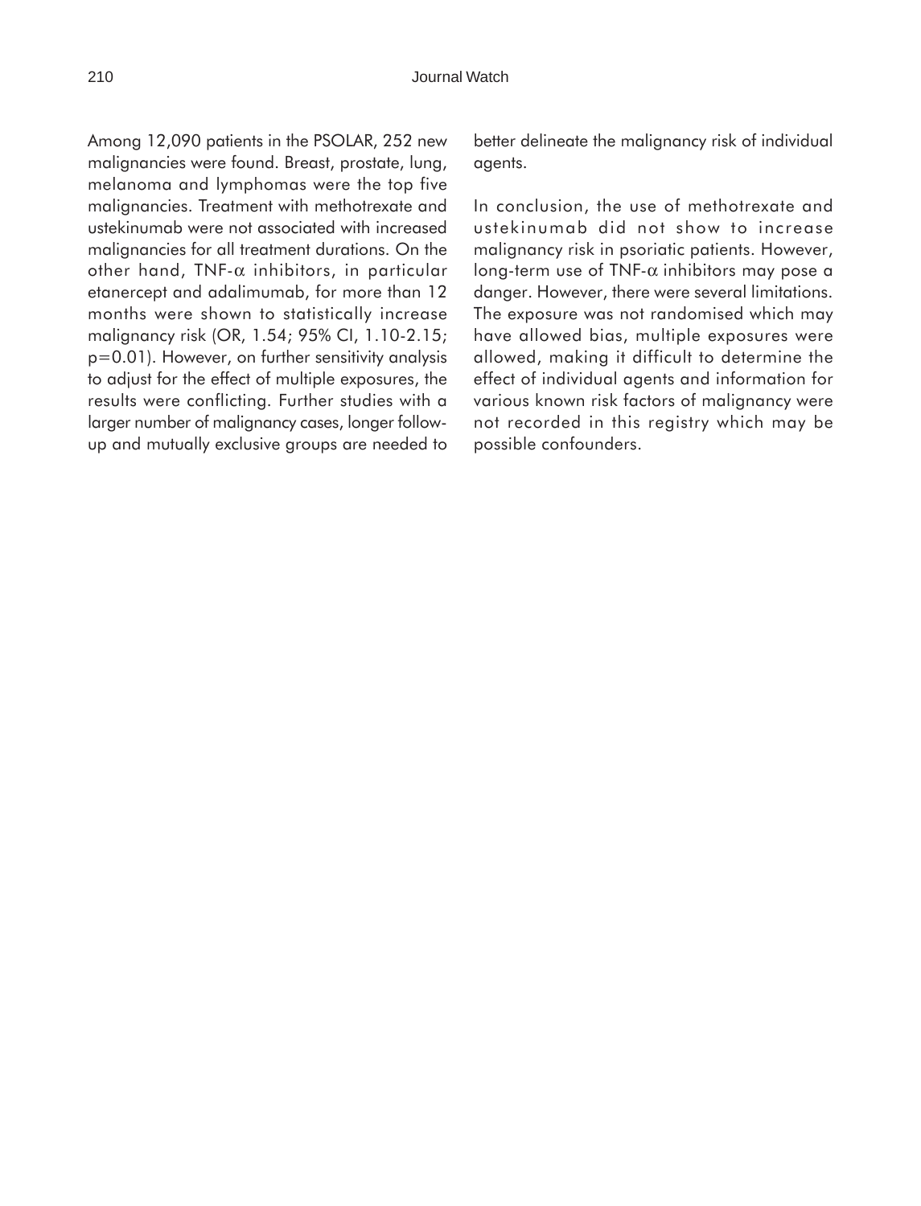Among 12,090 patients in the PSOLAR, 252 new malignancies were found. Breast, prostate, lung, melanoma and lymphomas were the top five malignancies. Treatment with methotrexate and ustekinumab were not associated with increased malignancies for all treatment durations. On the other hand, TNF-$\alpha$ inhibitors, in particular etanercept and adalimumab, for more than 12 months were shown to statistically increase malignancy risk (OR, 1.54; 95% CI, 1.10-2.15; p=0.01). However, on further sensitivity analysis to adjust for the effect of multiple exposures, the results were conflicting. Further studies with a larger number of malignancy cases, longer follow-up and mutually exclusive groups are needed to better delineate the malignancy risk of individual agents.

In conclusion, the use of methotrexate and ustekinumab did not show to increase malignancy risk in psoriatic patients. However, long-term use of TNF-$\alpha$ inhibitors may pose a danger. However, there were several limitations. The exposure was not randomised which may have allowed bias, multiple exposures were allowed, making it difficult to determine the effect of individual agents and information for various known risk factors of malignancy were not recorded in this registry which may be possible confounders.